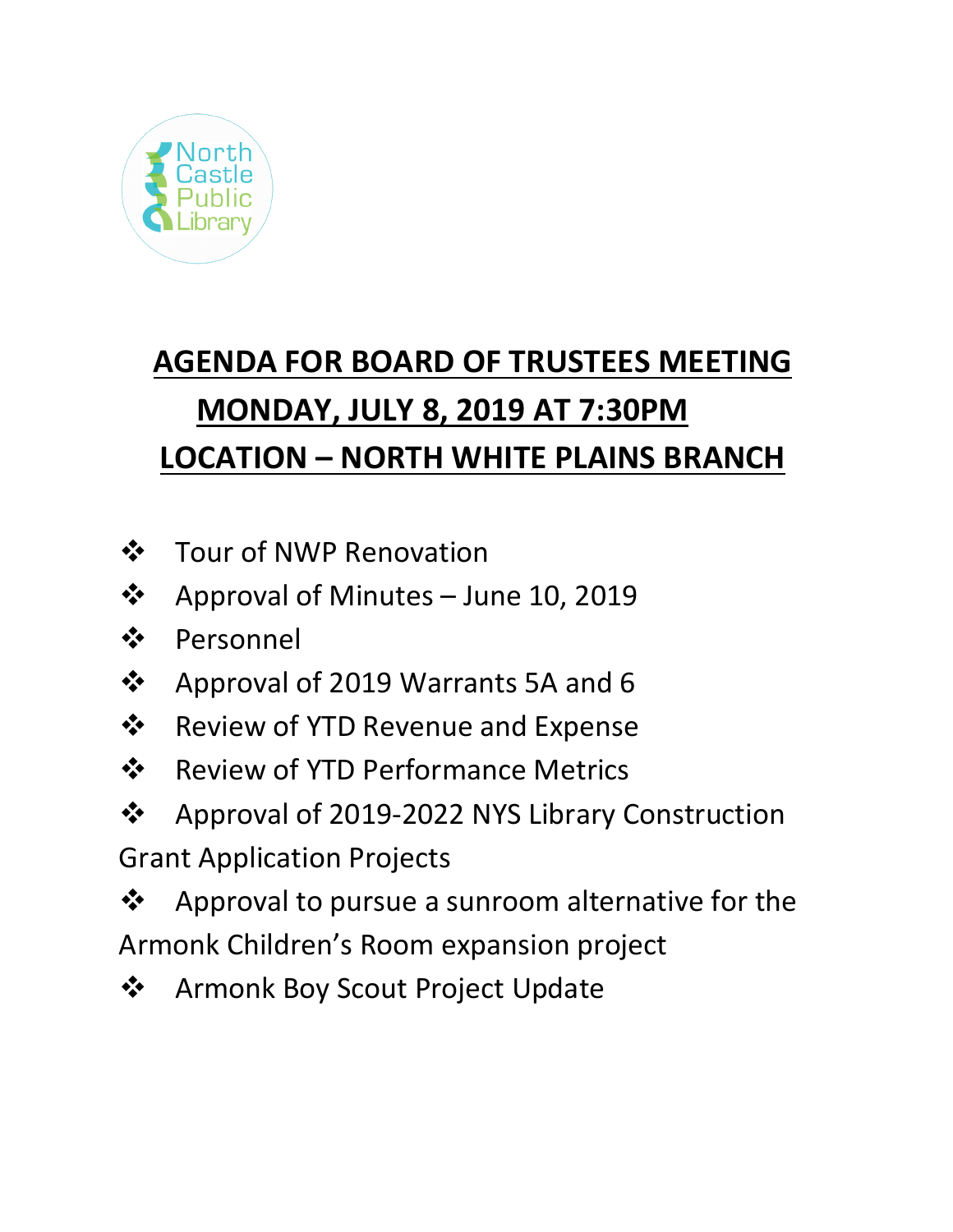North Castle Public Library

# AGENDA FOR BOARD OF TRUSTEES MEETING
# MONDAY, JULY 8, 2019 AT 7:30PM
# LOCATION – NORTH WHITE PLAINS BRANCH

- Tour of NWP Renovation
- Approval of Minutes – June 10, 2019
- Personnel
- Approval of 2019 Warrants 5A and 6
- Review of YTD Revenue and Expense
- Review of YTD Performance Metrics
- Approval of 2019-2022 NYS Library Construction Grant Application Projects
- Approval to pursue a sunroom alternative for the Armonk Children's Room expansion project
- Armonk Boy Scout Project Update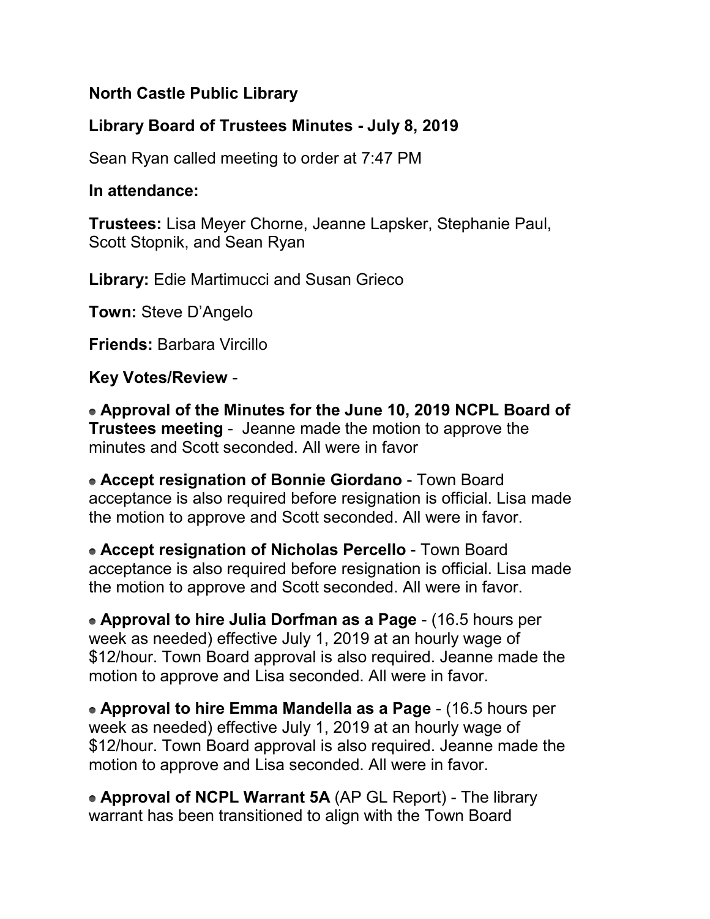**North Castle Public Library**

**Library Board of Trustees Minutes - July 8, 2019**

Sean Ryan called meeting to order at 7:47 PM

**In attendance:**

**Trustees:** Lisa Meyer Chorne, Jeanne Lapsker, Stephanie Paul, Scott Stopnik, and Sean Ryan

**Library:** Edie Martimucci and Susan Grieco

**Town:** Steve D'Angelo

**Friends:** Barbara Vircillo

**Key Votes/Review** -

- **Approval of the Minutes for the June 10, 2019 NCPL Board of Trustees meeting** - Jeanne made the motion to approve the minutes and Scott seconded. All were in favor

- **Accept resignation of Bonnie Giordano** - Town Board acceptance is also required before resignation is official. Lisa made the motion to approve and Scott seconded. All were in favor.

- **Accept resignation of Nicholas Percello** - Town Board acceptance is also required before resignation is official. Lisa made the motion to approve and Scott seconded. All were in favor.

- **Approval to hire Julia Dorfman as a Page** - (16.5 hours per week as needed) effective July 1, 2019 at an hourly wage of $12/hour. Town Board approval is also required. Jeanne made the motion to approve and Lisa seconded. All were in favor.

- **Approval to hire Emma Mandella as a Page** - (16.5 hours per week as needed) effective July 1, 2019 at an hourly wage of $12/hour. Town Board approval is also required. Jeanne made the motion to approve and Lisa seconded. All were in favor.

- **Approval of NCPL Warrant 5A** (AP GL Report) - The library warrant has been transitioned to align with the Town Board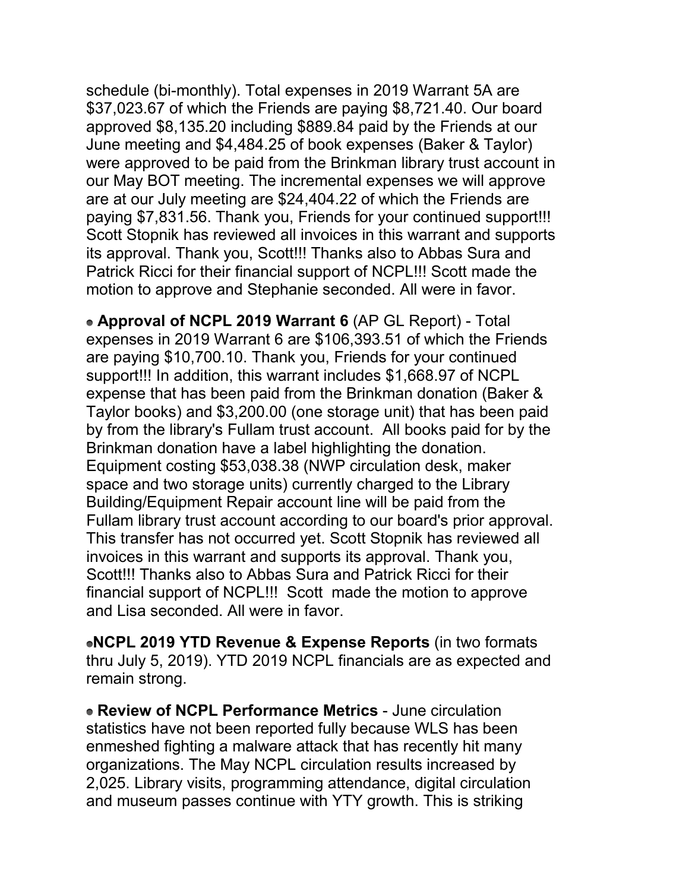schedule (bi-monthly). Total expenses in 2019 Warrant 5A are $37,023.67 of which the Friends are paying $8,721.40. Our board approved $8,135.20 including $889.84 paid by the Friends at our June meeting and $4,484.25 of book expenses (Baker & Taylor) were approved to be paid from the Brinkman library trust account in our May BOT meeting. The incremental expenses we will approve are at our July meeting are $24,404.22 of which the Friends are paying $7,831.56. Thank you, Friends for your continued support!!! Scott Stopnik has reviewed all invoices in this warrant and supports its approval. Thank you, Scott!!! Thanks also to Abbas Sura and Patrick Ricci for their financial support of NCPL!!! Scott made the motion to approve and Stephanie seconded. All were in favor.

- **Approval of NCPL 2019 Warrant 6** (AP GL Report) - Total expenses in 2019 Warrant 6 are $106,393.51 of which the Friends are paying $10,700.10. Thank you, Friends for your continued support!!! In addition, this warrant includes $1,668.97 of NCPL expense that has been paid from the Brinkman donation (Baker & Taylor books) and $3,200.00 (one storage unit) that has been paid by from the library's Fullam trust account. All books paid for by the Brinkman donation have a label highlighting the donation. Equipment costing $53,038.38 (NWP circulation desk, maker space and two storage units) currently charged to the Library Building/Equipment Repair account line will be paid from the Fullam library trust account according to our board's prior approval. This transfer has not occurred yet. Scott Stopnik has reviewed all invoices in this warrant and supports its approval. Thank you, Scott!!! Thanks also to Abbas Sura and Patrick Ricci for their financial support of NCPL!!! Scott made the motion to approve and Lisa seconded. All were in favor.

- **NCPL 2019 YTD Revenue & Expense Reports** (in two formats thru July 5, 2019). YTD 2019 NCPL financials are as expected and remain strong.

- **Review of NCPL Performance Metrics** - June circulation statistics have not been reported fully because WLS has been enmeshed fighting a malware attack that has recently hit many organizations. The May NCPL circulation results increased by 2,025. Library visits, programming attendance, digital circulation and museum passes continue with YTY growth. This is striking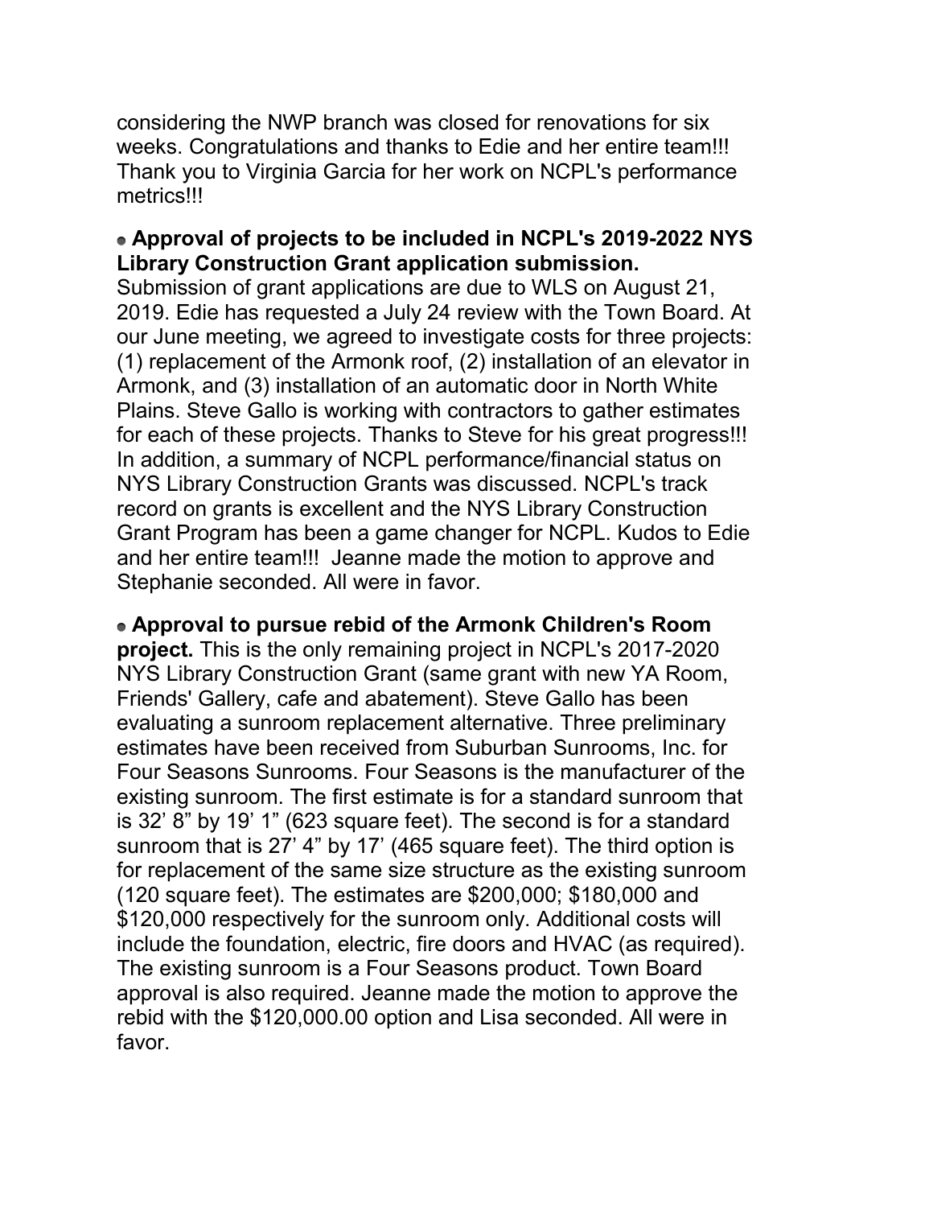considering the NWP branch was closed for renovations for six weeks. Congratulations and thanks to Edie and her entire team!!! Thank you to Virginia Garcia for her work on NCPL's performance metrics!!!

- **Approval of projects to be included in NCPL's 2019-2022 NYS Library Construction Grant application submission.** Submission of grant applications are due to WLS on August 21, 2019. Edie has requested a July 24 review with the Town Board. At our June meeting, we agreed to investigate costs for three projects: (1) replacement of the Armonk roof, (2) installation of an elevator in Armonk, and (3) installation of an automatic door in North White Plains. Steve Gallo is working with contractors to gather estimates for each of these projects. Thanks to Steve for his great progress!!! In addition, a summary of NCPL performance/financial status on NYS Library Construction Grants was discussed. NCPL's track record on grants is excellent and the NYS Library Construction Grant Program has been a game changer for NCPL. Kudos to Edie and her entire team!!! Jeanne made the motion to approve and Stephanie seconded. All were in favor.

- **Approval to pursue rebid of the Armonk Children's Room project.** This is the only remaining project in NCPL's 2017-2020 NYS Library Construction Grant (same grant with new YA Room, Friends' Gallery, cafe and abatement). Steve Gallo has been evaluating a sunroom replacement alternative. Three preliminary estimates have been received from Suburban Sunrooms, Inc. for Four Seasons Sunrooms. Four Seasons is the manufacturer of the existing sunroom. The first estimate is for a standard sunroom that is 32’ 8” by 19’ 1” (623 square feet). The second is for a standard sunroom that is 27’ 4” by 17’ (465 square feet). The third option is for replacement of the same size structure as the existing sunroom (120 square feet). The estimates are $200,000; $180,000 and $120,000 respectively for the sunroom only. Additional costs will include the foundation, electric, fire doors and HVAC (as required). The existing sunroom is a Four Seasons product. Town Board approval is also required. Jeanne made the motion to approve the rebid with the $120,000.00 option and Lisa seconded. All were in favor.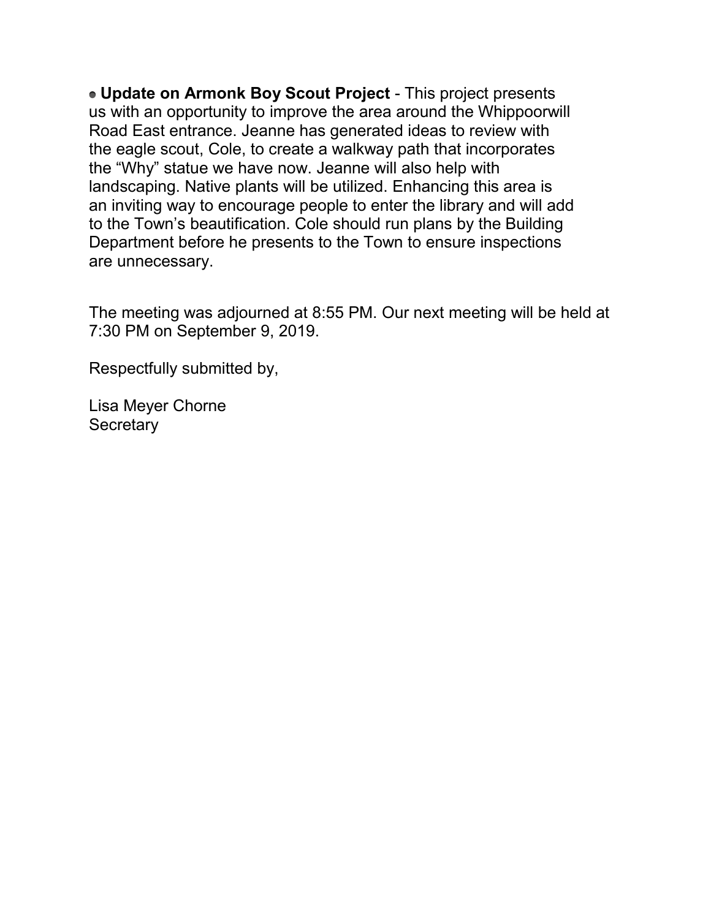- **Update on Armonk Boy Scout Project** - This project presents us with an opportunity to improve the area around the Whippoorwill Road East entrance. Jeanne has generated ideas to review with the eagle scout, Cole, to create a walkway path that incorporates the "Why" statue we have now. Jeanne will also help with landscaping. Native plants will be utilized. Enhancing this area is an inviting way to encourage people to enter the library and will add to the Town's beautification. Cole should run plans by the Building Department before he presents to the Town to ensure inspections are unnecessary.

The meeting was adjourned at 8:55 PM. Our next meeting will be held at 7:30 PM on September 9, 2019.

Respectfully submitted by,

Lisa Meyer Chorne
Secretary